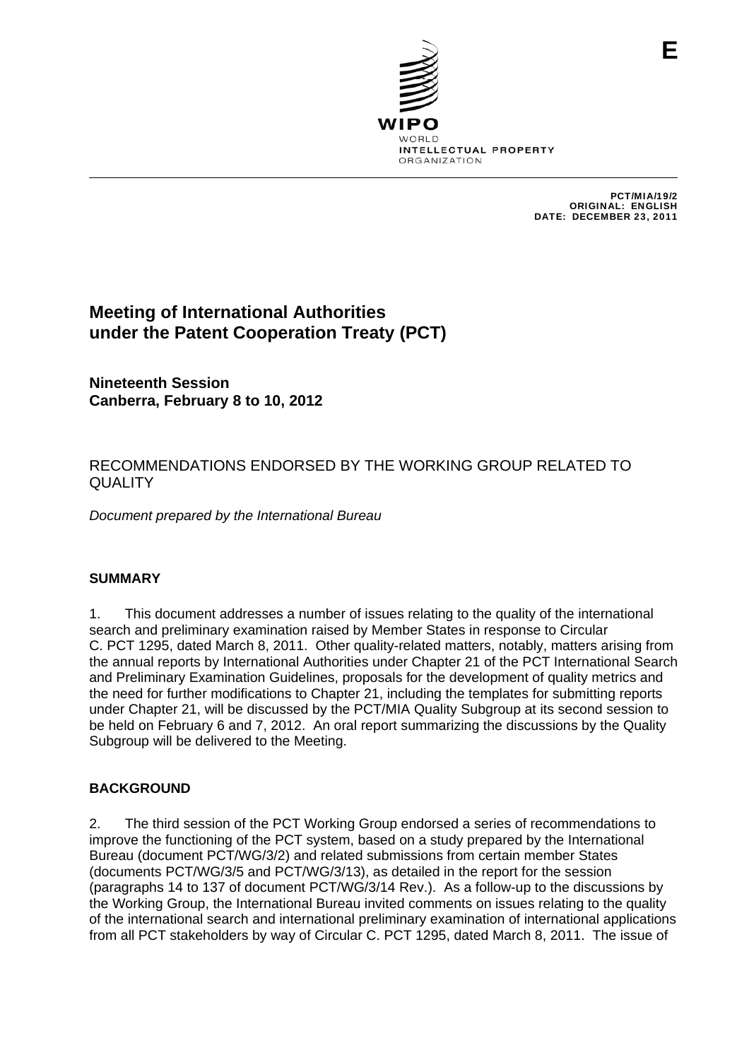E

WIPO
WORLD
INTELLECTUAL PROPERTY
ORGANIZATION

PCT/MIA/19/2
ORIGINAL: ENGLISH
DATE: DECEMBER 23, 2011

# Meeting of International Authorities under the Patent Cooperation Treaty (PCT)

**Nineteenth Session**
**Canberra, February 8 to 10, 2012**

## RECOMMENDATIONS ENDORSED BY THE WORKING GROUP RELATED TO QUALITY

*Document prepared by the International Bureau*

### SUMMARY

1. This document addresses a number of issues relating to the quality of the international search and preliminary examination raised by Member States in response to Circular C. PCT 1295, dated March 8, 2011. Other quality-related matters, notably, matters arising from the annual reports by International Authorities under Chapter 21 of the PCT International Search and Preliminary Examination Guidelines, proposals for the development of quality metrics and the need for further modifications to Chapter 21, including the templates for submitting reports under Chapter 21, will be discussed by the PCT/MIA Quality Subgroup at its second session to be held on February 6 and 7, 2012. An oral report summarizing the discussions by the Quality Subgroup will be delivered to the Meeting.

### BACKGROUND

2. The third session of the PCT Working Group endorsed a series of recommendations to improve the functioning of the PCT system, based on a study prepared by the International Bureau (document PCT/WG/3/2) and related submissions from certain member States (documents PCT/WG/3/5 and PCT/WG/3/13), as detailed in the report for the session (paragraphs 14 to 137 of document PCT/WG/3/14 Rev.). As a follow-up to the discussions by the Working Group, the International Bureau invited comments on issues relating to the quality of the international search and international preliminary examination of international applications from all PCT stakeholders by way of Circular C. PCT 1295, dated March 8, 2011. The issue of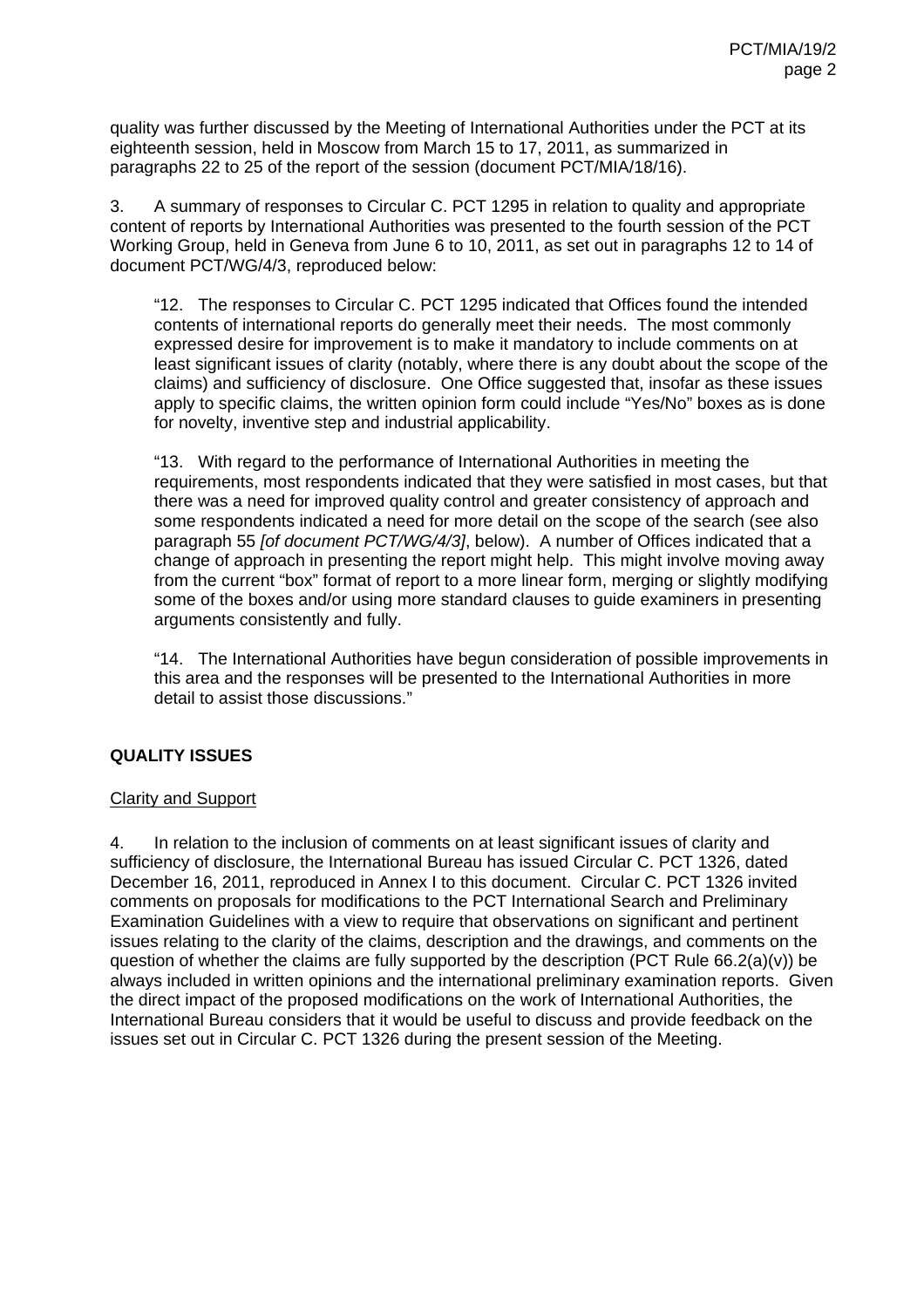quality was further discussed by the Meeting of International Authorities under the PCT at its eighteenth session, held in Moscow from March 15 to 17, 2011, as summarized in paragraphs 22 to 25 of the report of the session (document PCT/MIA/18/16).

3. A summary of responses to Circular C. PCT 1295 in relation to quality and appropriate content of reports by International Authorities was presented to the fourth session of the PCT Working Group, held in Geneva from June 6 to 10, 2011, as set out in paragraphs 12 to 14 of document PCT/WG/4/3, reproduced below:

> "12. The responses to Circular C. PCT 1295 indicated that Offices found the intended contents of international reports do generally meet their needs. The most commonly expressed desire for improvement is to make it mandatory to include comments on at least significant issues of clarity (notably, where there is any doubt about the scope of the claims) and sufficiency of disclosure. One Office suggested that, insofar as these issues apply to specific claims, the written opinion form could include "Yes/No" boxes as is done for novelty, inventive step and industrial applicability.
>
> "13. With regard to the performance of International Authorities in meeting the requirements, most respondents indicated that they were satisfied in most cases, but that there was a need for improved quality control and greater consistency of approach and some respondents indicated a need for more detail on the scope of the search (see also paragraph 55 *[of document PCT/WG/4/3]*, below). A number of Offices indicated that a change of approach in presenting the report might help. This might involve moving away from the current "box" format of report to a more linear form, merging or slightly modifying some of the boxes and/or using more standard clauses to guide examiners in presenting arguments consistently and fully.
>
> "14. The International Authorities have begun consideration of possible improvements in this area and the responses will be presented to the International Authorities in more detail to assist those discussions."

## QUALITY ISSUES

### Clarity and Support

4. In relation to the inclusion of comments on at least significant issues of clarity and sufficiency of disclosure, the International Bureau has issued Circular C. PCT 1326, dated December 16, 2011, reproduced in Annex I to this document. Circular C. PCT 1326 invited comments on proposals for modifications to the PCT International Search and Preliminary Examination Guidelines with a view to require that observations on significant and pertinent issues relating to the clarity of the claims, description and the drawings, and comments on the question of whether the claims are fully supported by the description (PCT Rule 66.2(a)(v)) be always included in written opinions and the international preliminary examination reports. Given the direct impact of the proposed modifications on the work of International Authorities, the International Bureau considers that it would be useful to discuss and provide feedback on the issues set out in Circular C. PCT 1326 during the present session of the Meeting.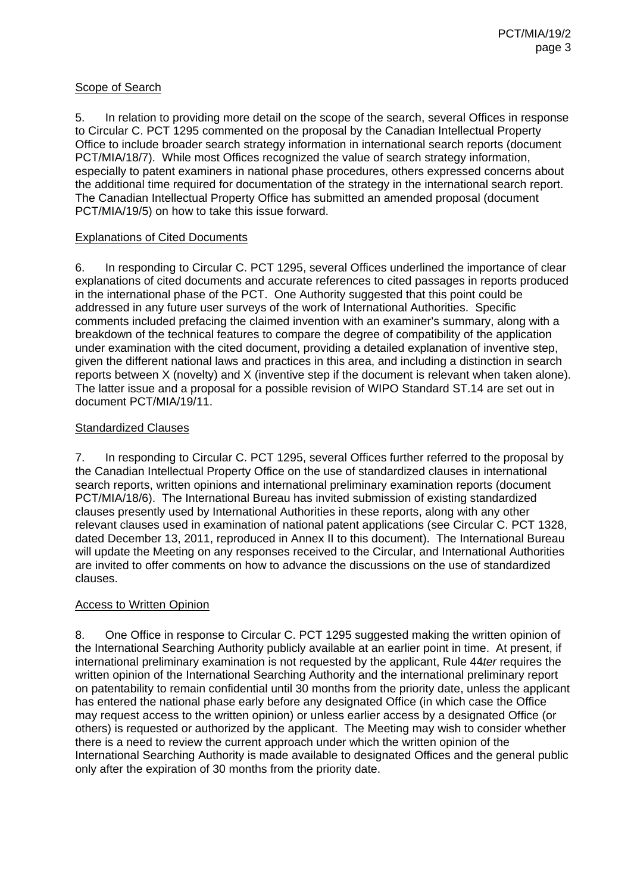Scope of Search

5. In relation to providing more detail on the scope of the search, several Offices in response to Circular C. PCT 1295 commented on the proposal by the Canadian Intellectual Property Office to include broader search strategy information in international search reports (document PCT/MIA/18/7). While most Offices recognized the value of search strategy information, especially to patent examiners in national phase procedures, others expressed concerns about the additional time required for documentation of the strategy in the international search report. The Canadian Intellectual Property Office has submitted an amended proposal (document PCT/MIA/19/5) on how to take this issue forward.

Explanations of Cited Documents

6. In responding to Circular C. PCT 1295, several Offices underlined the importance of clear explanations of cited documents and accurate references to cited passages in reports produced in the international phase of the PCT. One Authority suggested that this point could be addressed in any future user surveys of the work of International Authorities. Specific comments included prefacing the claimed invention with an examiner's summary, along with a breakdown of the technical features to compare the degree of compatibility of the application under examination with the cited document, providing a detailed explanation of inventive step, given the different national laws and practices in this area, and including a distinction in search reports between X (novelty) and X (inventive step if the document is relevant when taken alone). The latter issue and a proposal for a possible revision of WIPO Standard ST.14 are set out in document PCT/MIA/19/11.

Standardized Clauses

7. In responding to Circular C. PCT 1295, several Offices further referred to the proposal by the Canadian Intellectual Property Office on the use of standardized clauses in international search reports, written opinions and international preliminary examination reports (document PCT/MIA/18/6). The International Bureau has invited submission of existing standardized clauses presently used by International Authorities in these reports, along with any other relevant clauses used in examination of national patent applications (see Circular C. PCT 1328, dated December 13, 2011, reproduced in Annex II to this document). The International Bureau will update the Meeting on any responses received to the Circular, and International Authorities are invited to offer comments on how to advance the discussions on the use of standardized clauses.

Access to Written Opinion

8. One Office in response to Circular C. PCT 1295 suggested making the written opinion of the International Searching Authority publicly available at an earlier point in time. At present, if international preliminary examination is not requested by the applicant, Rule 44*ter* requires the written opinion of the International Searching Authority and the international preliminary report on patentability to remain confidential until 30 months from the priority date, unless the applicant has entered the national phase early before any designated Office (in which case the Office may request access to the written opinion) or unless earlier access by a designated Office (or others) is requested or authorized by the applicant. The Meeting may wish to consider whether there is a need to review the current approach under which the written opinion of the International Searching Authority is made available to designated Offices and the general public only after the expiration of 30 months from the priority date.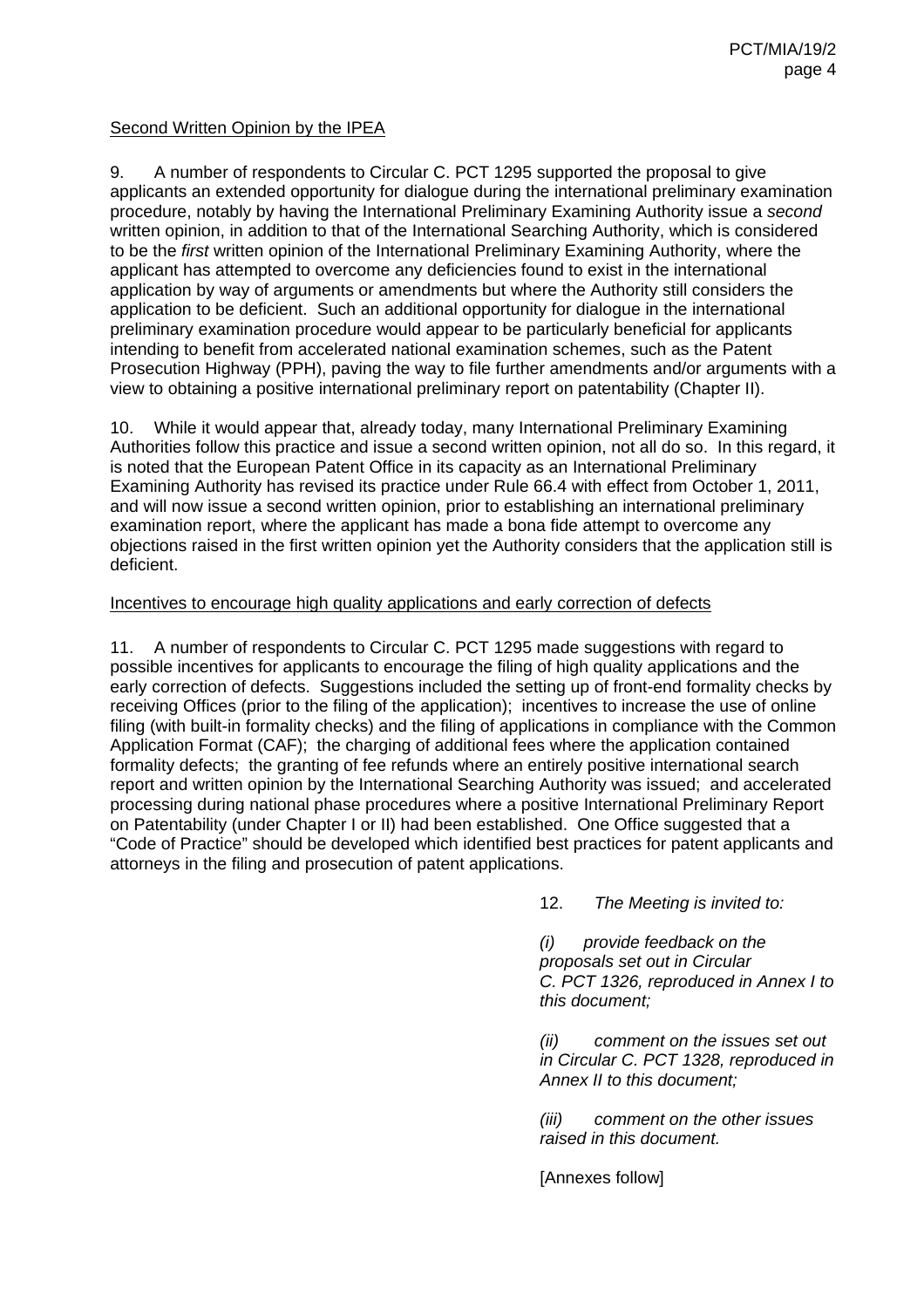Second Written Opinion by the IPEA

9. A number of respondents to Circular C. PCT 1295 supported the proposal to give applicants an extended opportunity for dialogue during the international preliminary examination procedure, notably by having the International Preliminary Examining Authority issue a *second* written opinion, in addition to that of the International Searching Authority, which is considered to be the *first* written opinion of the International Preliminary Examining Authority, where the applicant has attempted to overcome any deficiencies found to exist in the international application by way of arguments or amendments but where the Authority still considers the application to be deficient. Such an additional opportunity for dialogue in the international preliminary examination procedure would appear to be particularly beneficial for applicants intending to benefit from accelerated national examination schemes, such as the Patent Prosecution Highway (PPH), paving the way to file further amendments and/or arguments with a view to obtaining a positive international preliminary report on patentability (Chapter II).

10. While it would appear that, already today, many International Preliminary Examining Authorities follow this practice and issue a second written opinion, not all do so. In this regard, it is noted that the European Patent Office in its capacity as an International Preliminary Examining Authority has revised its practice under Rule 66.4 with effect from October 1, 2011, and will now issue a second written opinion, prior to establishing an international preliminary examination report, where the applicant has made a bona fide attempt to overcome any objections raised in the first written opinion yet the Authority considers that the application still is deficient.

Incentives to encourage high quality applications and early correction of defects

11. A number of respondents to Circular C. PCT 1295 made suggestions with regard to possible incentives for applicants to encourage the filing of high quality applications and the early correction of defects. Suggestions included the setting up of front-end formality checks by receiving Offices (prior to the filing of the application); incentives to increase the use of online filing (with built-in formality checks) and the filing of applications in compliance with the Common Application Format (CAF); the charging of additional fees where the application contained formality defects; the granting of fee refunds where an entirely positive international search report and written opinion by the International Searching Authority was issued; and accelerated processing during national phase procedures where a positive International Preliminary Report on Patentability (under Chapter I or II) had been established. One Office suggested that a "Code of Practice" should be developed which identified best practices for patent applicants and attorneys in the filing and prosecution of patent applications.

12. *The Meeting is invited to:*

*(i) provide feedback on the proposals set out in Circular C. PCT 1326, reproduced in Annex I to this document;*

*(ii) comment on the issues set out in Circular C. PCT 1328, reproduced in Annex II to this document;*

*(iii) comment on the other issues raised in this document.*

[Annexes follow]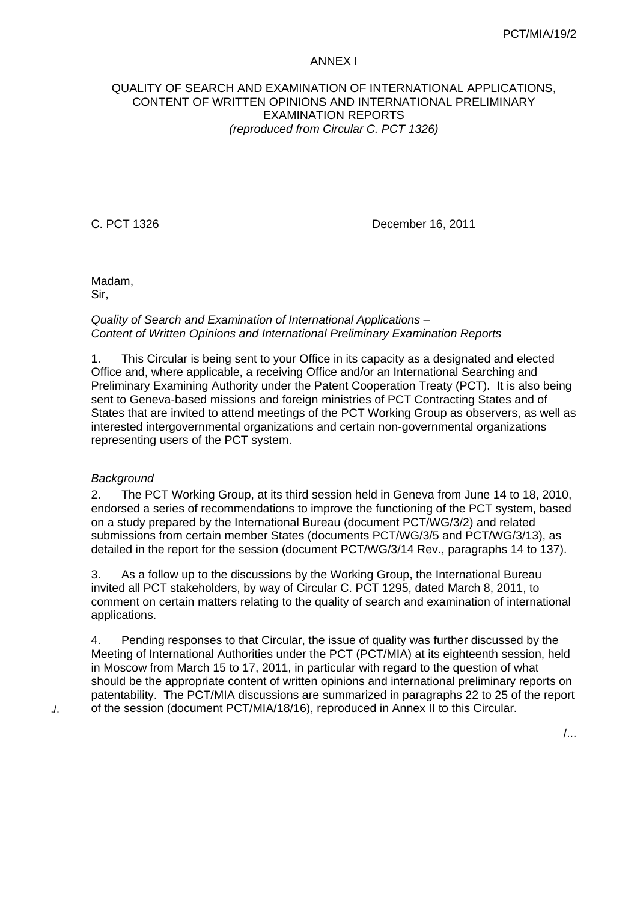# ANNEX I

## QUALITY OF SEARCH AND EXAMINATION OF INTERNATIONAL APPLICATIONS, CONTENT OF WRITTEN OPINIONS AND INTERNATIONAL PRELIMINARY EXAMINATION REPORTS
*(reproduced from Circular C. PCT 1326)*

C. PCT 1326 December 16, 2011

Madam,
Sir,

*Quality of Search and Examination of International Applications – Content of Written Opinions and International Preliminary Examination Reports*

1. This Circular is being sent to your Office in its capacity as a designated and elected Office and, where applicable, a receiving Office and/or an International Searching and Preliminary Examining Authority under the Patent Cooperation Treaty (PCT). It is also being sent to Geneva-based missions and foreign ministries of PCT Contracting States and of States that are invited to attend meetings of the PCT Working Group as observers, as well as interested intergovernmental organizations and certain non-governmental organizations representing users of the PCT system.

*Background*

2. The PCT Working Group, at its third session held in Geneva from June 14 to 18, 2010, endorsed a series of recommendations to improve the functioning of the PCT system, based on a study prepared by the International Bureau (document PCT/WG/3/2) and related submissions from certain member States (documents PCT/WG/3/5 and PCT/WG/3/13), as detailed in the report for the session (document PCT/WG/3/14 Rev., paragraphs 14 to 137).

3. As a follow up to the discussions by the Working Group, the International Bureau invited all PCT stakeholders, by way of Circular C. PCT 1295, dated March 8, 2011, to comment on certain matters relating to the quality of search and examination of international applications.

4. Pending responses to that Circular, the issue of quality was further discussed by the Meeting of International Authorities under the PCT (PCT/MIA) at its eighteenth session, held in Moscow from March 15 to 17, 2011, in particular with regard to the question of what should be the appropriate content of written opinions and international preliminary reports on patentability. The PCT/MIA discussions are summarized in paragraphs 22 to 25 of the report of the session (document PCT/MIA/18/16), reproduced in Annex II to this Circular.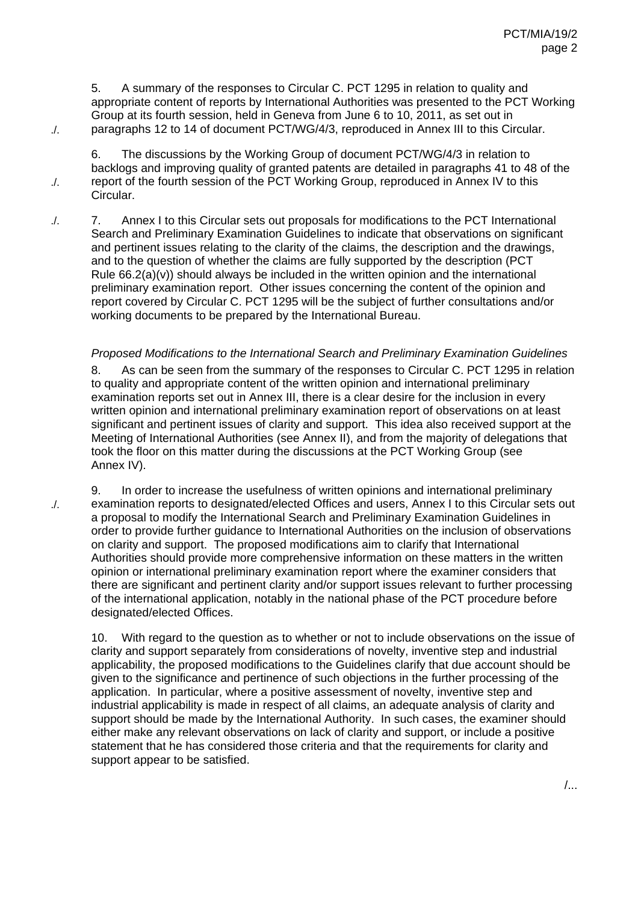5. A summary of the responses to Circular C. PCT 1295 in relation to quality and appropriate content of reports by International Authorities was presented to the PCT Working Group at its fourth session, held in Geneva from June 6 to 10, 2011, as set out in paragraphs 12 to 14 of document PCT/WG/4/3, reproduced in Annex III to this Circular.

6. The discussions by the Working Group of document PCT/WG/4/3 in relation to backlogs and improving quality of granted patents are detailed in paragraphs 41 to 48 of the report of the fourth session of the PCT Working Group, reproduced in Annex IV to this Circular.

7. Annex I to this Circular sets out proposals for modifications to the PCT International Search and Preliminary Examination Guidelines to indicate that observations on significant and pertinent issues relating to the clarity of the claims, the description and the drawings, and to the question of whether the claims are fully supported by the description (PCT Rule 66.2(a)(v)) should always be included in the written opinion and the international preliminary examination report. Other issues concerning the content of the opinion and report covered by Circular C. PCT 1295 will be the subject of further consultations and/or working documents to be prepared by the International Bureau.

*Proposed Modifications to the International Search and Preliminary Examination Guidelines*

8. As can be seen from the summary of the responses to Circular C. PCT 1295 in relation to quality and appropriate content of the written opinion and international preliminary examination reports set out in Annex III, there is a clear desire for the inclusion in every written opinion and international preliminary examination report of observations on at least significant and pertinent issues of clarity and support. This idea also received support at the Meeting of International Authorities (see Annex II), and from the majority of delegations that took the floor on this matter during the discussions at the PCT Working Group (see Annex IV).

9. In order to increase the usefulness of written opinions and international preliminary examination reports to designated/elected Offices and users, Annex I to this Circular sets out a proposal to modify the International Search and Preliminary Examination Guidelines in order to provide further guidance to International Authorities on the inclusion of observations on clarity and support. The proposed modifications aim to clarify that International Authorities should provide more comprehensive information on these matters in the written opinion or international preliminary examination report where the examiner considers that there are significant and pertinent clarity and/or support issues relevant to further processing of the international application, notably in the national phase of the PCT procedure before designated/elected Offices.

10. With regard to the question as to whether or not to include observations on the issue of clarity and support separately from considerations of novelty, inventive step and industrial applicability, the proposed modifications to the Guidelines clarify that due account should be given to the significance and pertinence of such objections in the further processing of the application. In particular, where a positive assessment of novelty, inventive step and industrial applicability is made in respect of all claims, an adequate analysis of clarity and support should be made by the International Authority. In such cases, the examiner should either make any relevant observations on lack of clarity and support, or include a positive statement that he has considered those criteria and that the requirements for clarity and support appear to be satisfied.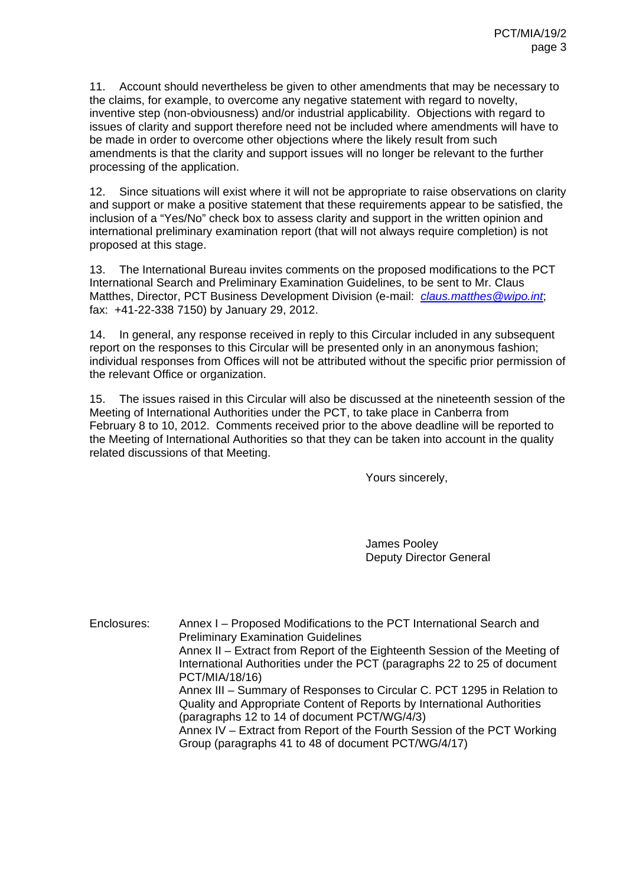11. Account should nevertheless be given to other amendments that may be necessary to the claims, for example, to overcome any negative statement with regard to novelty, inventive step (non-obviousness) and/or industrial applicability. Objections with regard to issues of clarity and support therefore need not be included where amendments will have to be made in order to overcome other objections where the likely result from such amendments is that the clarity and support issues will no longer be relevant to the further processing of the application.

12. Since situations will exist where it will not be appropriate to raise observations on clarity and support or make a positive statement that these requirements appear to be satisfied, the inclusion of a "Yes/No" check box to assess clarity and support in the written opinion and international preliminary examination report (that will not always require completion) is not proposed at this stage.

13. The International Bureau invites comments on the proposed modifications to the PCT International Search and Preliminary Examination Guidelines, to be sent to Mr. Claus Matthes, Director, PCT Business Development Division (e-mail: *claus.matthes@wipo.int*; fax: +41-22-338 7150) by January 29, 2012.

14. In general, any response received in reply to this Circular included in any subsequent report on the responses to this Circular will be presented only in an anonymous fashion; individual responses from Offices will not be attributed without the specific prior permission of the relevant Office or organization.

15. The issues raised in this Circular will also be discussed at the nineteenth session of the Meeting of International Authorities under the PCT, to take place in Canberra from February 8 to 10, 2012. Comments received prior to the above deadline will be reported to the Meeting of International Authorities so that they can be taken into account in the quality related discussions of that Meeting.

Yours sincerely,

James Pooley
Deputy Director General

Enclosures:
- Annex I – Proposed Modifications to the PCT International Search and Preliminary Examination Guidelines
- Annex II – Extract from Report of the Eighteenth Session of the Meeting of International Authorities under the PCT (paragraphs 22 to 25 of document PCT/MIA/18/16)
- Annex III – Summary of Responses to Circular C. PCT 1295 in Relation to Quality and Appropriate Content of Reports by International Authorities (paragraphs 12 to 14 of document PCT/WG/4/3)
- Annex IV – Extract from Report of the Fourth Session of the PCT Working Group (paragraphs 41 to 48 of document PCT/WG/4/17)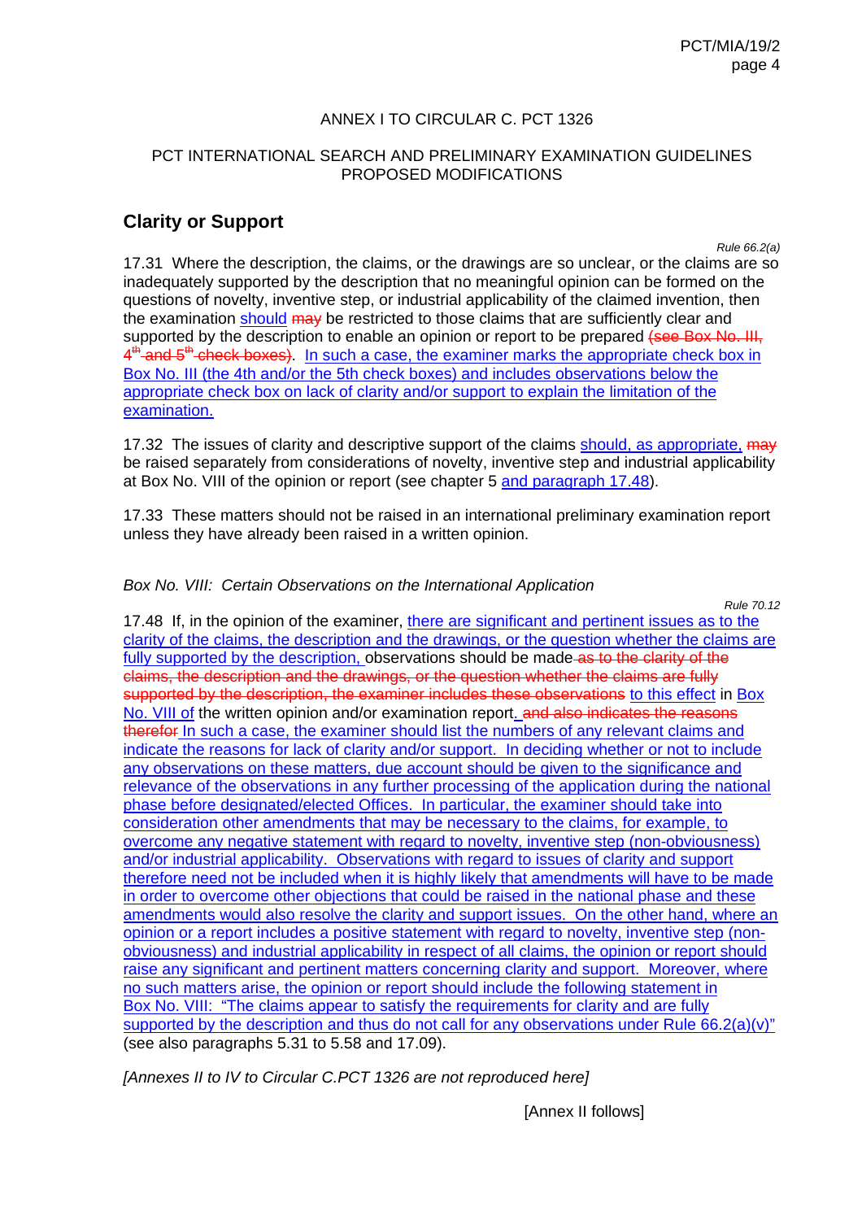ANNEX I TO CIRCULAR C. PCT 1326

PCT INTERNATIONAL SEARCH AND PRELIMINARY EXAMINATION GUIDELINES
PROPOSED MODIFICATIONS

## Clarity or Support

*Rule 66.2(a)*

17.31 Where the description, the claims, or the drawings are so unclear, or the claims are so inadequately supported by the description that no meaningful opinion can be formed on the questions of novelty, inventive step, or industrial applicability of the claimed invention, then the examination <u>should</u> ~~may~~ be restricted to those claims that are sufficiently clear and supported by the description to enable an opinion or report to be prepared ~~(see Box No. III, 4th and 5th check boxes)~~. <u>In such a case, the examiner marks the appropriate check box in Box No. III (the 4th and/or the 5th check boxes) and includes observations below the appropriate check box on lack of clarity and/or support to explain the limitation of the examination.</u>

17.32 The issues of clarity and descriptive support of the claims <u>should, as appropriate,</u> ~~may~~ be raised separately from considerations of novelty, inventive step and industrial applicability at Box No. VIII of the opinion or report (see chapter 5 <u>and paragraph 17.48</u>).

17.33 These matters should not be raised in an international preliminary examination report unless they have already been raised in a written opinion.

*Box No. VIII: Certain Observations on the International Application*

*Rule 70.12*

17.48 If, in the opinion of the examiner, <u>there are significant and pertinent issues as to the clarity of the claims, the description and the drawings, or the question whether the claims are fully supported by the description,</u> observations should be made ~~as to the clarity of the claims, the description and the drawings, or the question whether the claims are fully supported by the description, the examiner includes these observations~~ <u>to this effect</u> in <u>Box No. VIII of</u> the written opinion and/or examination report<u>.</u> ~~and also indicates the reasons therefor~~ <u>In such a case, the examiner should list the numbers of any relevant claims and indicate the reasons for lack of clarity and/or support. In deciding whether or not to include any observations on these matters, due account should be given to the significance and relevance of the observations in any further processing of the application during the national phase before designated/elected Offices. In particular, the examiner should take into consideration other amendments that may be necessary to the claims, for example, to overcome any negative statement with regard to novelty, inventive step (non-obviousness) and/or industrial applicability. Observations with regard to issues of clarity and support therefore need not be included when it is highly likely that amendments will have to be made in order to overcome other objections that could be raised in the national phase and these amendments would also resolve the clarity and support issues. On the other hand, where an opinion or a report includes a positive statement with regard to novelty, inventive step (non-obviousness) and industrial applicability in respect of all claims, the opinion or report should raise any significant and pertinent matters concerning clarity and support. Moreover, where no such matters arise, the opinion or report should include the following statement in Box No. VIII: "The claims appear to satisfy the requirements for clarity and are fully supported by the description and thus do not call for any observations under Rule 66.2(a)(v)"</u> (see also paragraphs 5.31 to 5.58 and 17.09).

*[Annexes II to IV to Circular C.PCT 1326 are not reproduced here]*

[Annex II follows]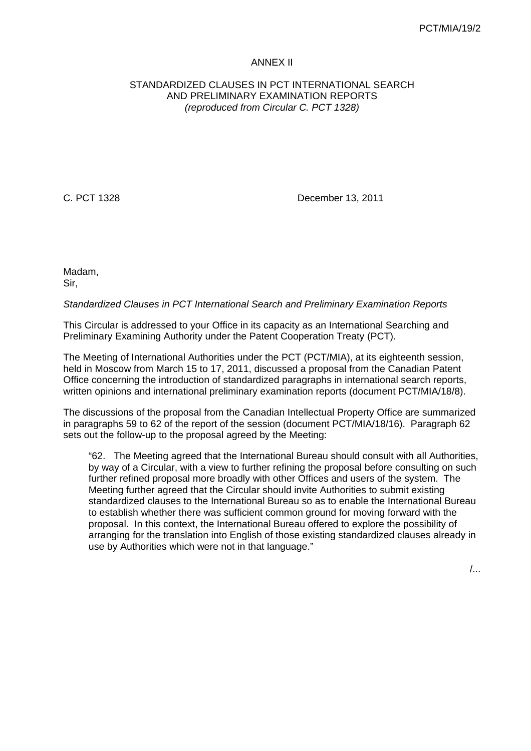ANNEX II

STANDARDIZED CLAUSES IN PCT INTERNATIONAL SEARCH AND PRELIMINARY EXAMINATION REPORTS
*(reproduced from Circular C. PCT 1328)*

C. PCT 1328 December 13, 2011

Madam,
Sir,

*Standardized Clauses in PCT International Search and Preliminary Examination Reports*

This Circular is addressed to your Office in its capacity as an International Searching and Preliminary Examining Authority under the Patent Cooperation Treaty (PCT).

The Meeting of International Authorities under the PCT (PCT/MIA), at its eighteenth session, held in Moscow from March 15 to 17, 2011, discussed a proposal from the Canadian Patent Office concerning the introduction of standardized paragraphs in international search reports, written opinions and international preliminary examination reports (document PCT/MIA/18/8).

The discussions of the proposal from the Canadian Intellectual Property Office are summarized in paragraphs 59 to 62 of the report of the session (document PCT/MIA/18/16). Paragraph 62 sets out the follow-up to the proposal agreed by the Meeting:

> "62. The Meeting agreed that the International Bureau should consult with all Authorities, by way of a Circular, with a view to further refining the proposal before consulting on such further refined proposal more broadly with other Offices and users of the system. The Meeting further agreed that the Circular should invite Authorities to submit existing standardized clauses to the International Bureau so as to enable the International Bureau to establish whether there was sufficient common ground for moving forward with the proposal. In this context, the International Bureau offered to explore the possibility of arranging for the translation into English of those existing standardized clauses already in use by Authorities which were not in that language."

/...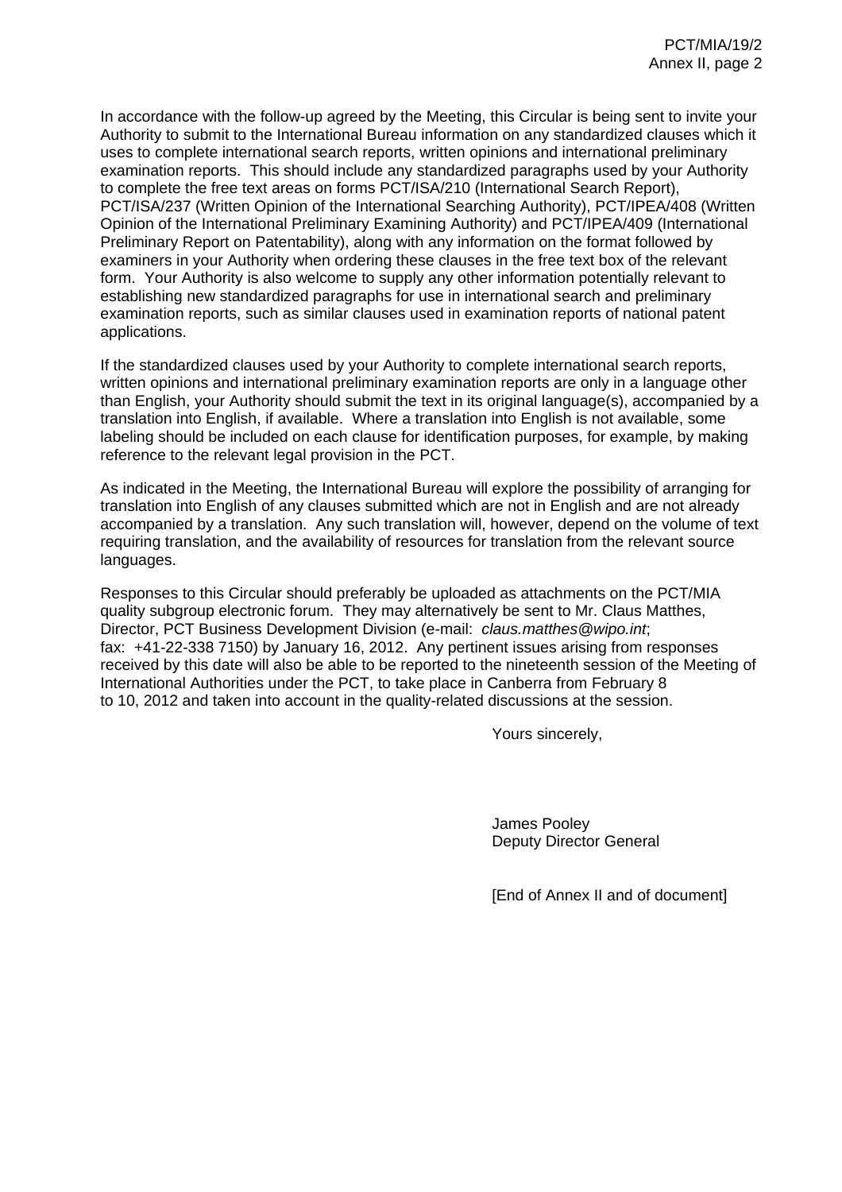In accordance with the follow-up agreed by the Meeting, this Circular is being sent to invite your Authority to submit to the International Bureau information on any standardized clauses which it uses to complete international search reports, written opinions and international preliminary examination reports. This should include any standardized paragraphs used by your Authority to complete the free text areas on forms PCT/ISA/210 (International Search Report), PCT/ISA/237 (Written Opinion of the International Searching Authority), PCT/IPEA/408 (Written Opinion of the International Preliminary Examining Authority) and PCT/IPEA/409 (International Preliminary Report on Patentability), along with any information on the format followed by examiners in your Authority when ordering these clauses in the free text box of the relevant form. Your Authority is also welcome to supply any other information potentially relevant to establishing new standardized paragraphs for use in international search and preliminary examination reports, such as similar clauses used in examination reports of national patent applications.

If the standardized clauses used by your Authority to complete international search reports, written opinions and international preliminary examination reports are only in a language other than English, your Authority should submit the text in its original language(s), accompanied by a translation into English, if available. Where a translation into English is not available, some labeling should be included on each clause for identification purposes, for example, by making reference to the relevant legal provision in the PCT.

As indicated in the Meeting, the International Bureau will explore the possibility of arranging for translation into English of any clauses submitted which are not in English and are not already accompanied by a translation. Any such translation will, however, depend on the volume of text requiring translation, and the availability of resources for translation from the relevant source languages.

Responses to this Circular should preferably be uploaded as attachments on the PCT/MIA quality subgroup electronic forum. They may alternatively be sent to Mr. Claus Matthes, Director, PCT Business Development Division (e-mail: *claus.matthes@wipo.int*; fax: +41-22-338 7150) by January 16, 2012. Any pertinent issues arising from responses received by this date will also be able to be reported to the nineteenth session of the Meeting of International Authorities under the PCT, to take place in Canberra from February 8 to 10, 2012 and taken into account in the quality-related discussions at the session.

Yours sincerely,

James Pooley
Deputy Director General

[End of Annex II and of document]